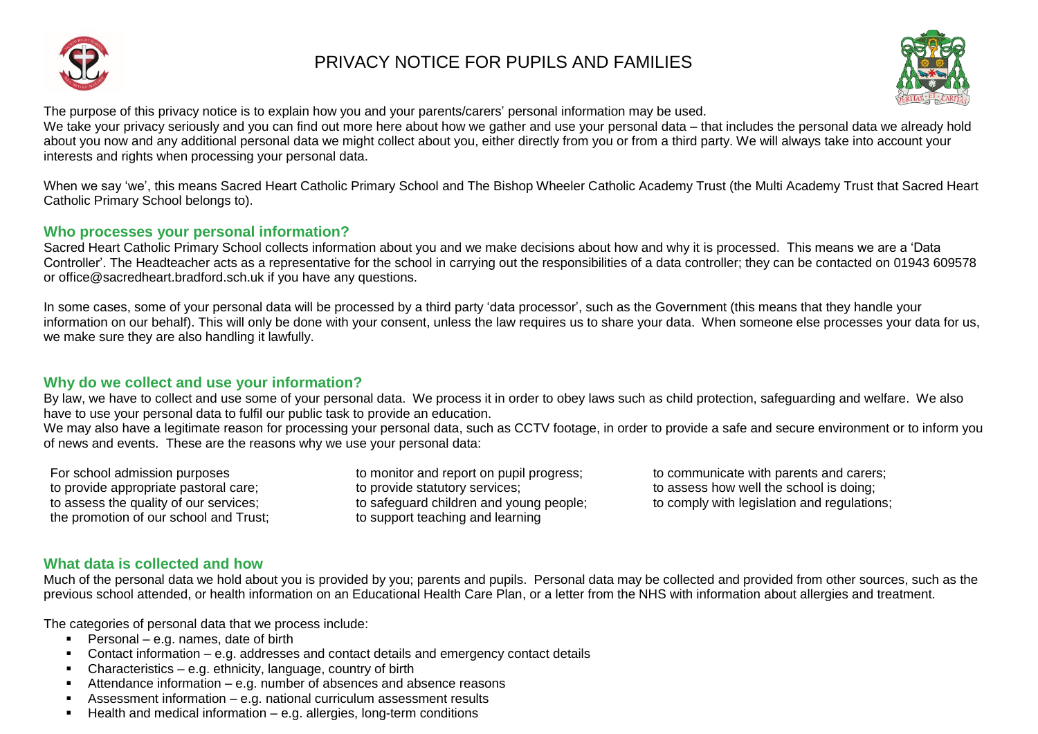# PRIVACY NOTICE FOR PUPILS AND FAMILIES

The purpose of this privacy notice is to explain how you and your parents/carers' personal information may be used.
We take your privacy seriously and you can find out more here about how we gather and use your personal data – that includes the personal data we already hold about you now and any additional personal data we might collect about you, either directly from you or from a third party. We will always take into account your interests and rights when processing your personal data.

When we say 'we', this means Sacred Heart Catholic Primary School and The Bishop Wheeler Catholic Academy Trust (the Multi Academy Trust that Sacred Heart Catholic Primary School belongs to).

## Who processes your personal information?

Sacred Heart Catholic Primary School collects information about you and we make decisions about how and why it is processed. This means we are a 'Data Controller'. The Headteacher acts as a representative for the school in carrying out the responsibilities of a data controller; they can be contacted on 01943 609578 or office@sacredheart.bradford.sch.uk if you have any questions.

In some cases, some of your personal data will be processed by a third party 'data processor', such as the Government (this means that they handle your information on our behalf). This will only be done with your consent, unless the law requires us to share your data. When someone else processes your data for us, we make sure they are also handling it lawfully.

## Why do we collect and use your information?

By law, we have to collect and use some of your personal data. We process it in order to obey laws such as child protection, safeguarding and welfare. We also have to use your personal data to fulfil our public task to provide an education.
We may also have a legitimate reason for processing your personal data, such as CCTV footage, in order to provide a safe and secure environment or to inform you of news and events. These are the reasons why we use your personal data:

For school admission purposes
to provide appropriate pastoral care;
to assess the quality of our services;
the promotion of our school and Trust;
to monitor and report on pupil progress;
to provide statutory services;
to safeguard children and young people;
to support teaching and learning
to communicate with parents and carers;
to assess how well the school is doing;
to comply with legislation and regulations;

## What data is collected and how

Much of the personal data we hold about you is provided by you; parents and pupils. Personal data may be collected and provided from other sources, such as the previous school attended, or health information on an Educational Health Care Plan, or a letter from the NHS with information about allergies and treatment.

The categories of personal data that we process include:

- Personal – e.g. names, date of birth
- Contact information – e.g. addresses and contact details and emergency contact details
- Characteristics – e.g. ethnicity, language, country of birth
- Attendance information – e.g. number of absences and absence reasons
- Assessment information – e.g. national curriculum assessment results
- Health and medical information – e.g. allergies, long-term conditions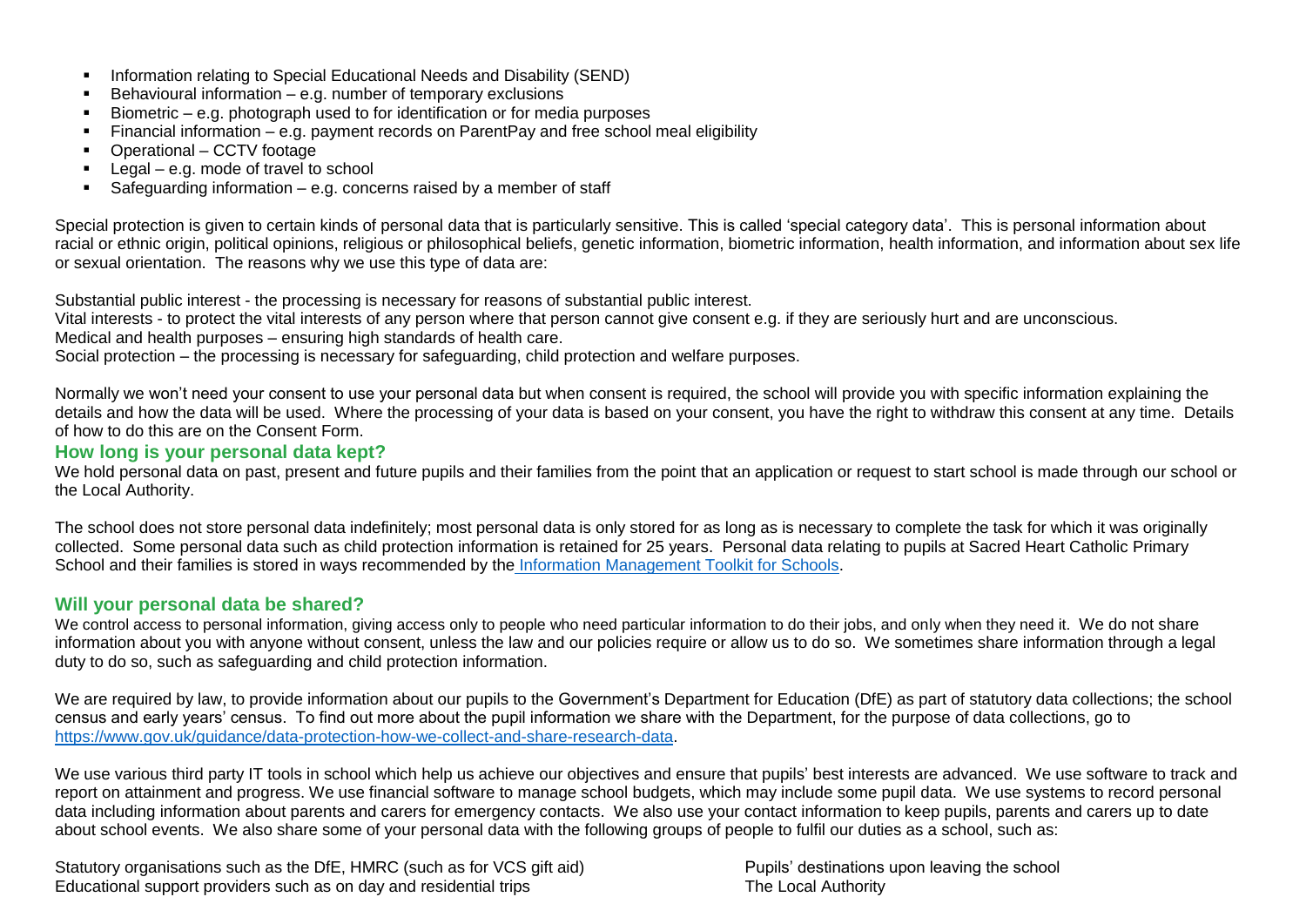- Information relating to Special Educational Needs and Disability (SEND)
- Behavioural information – e.g. number of temporary exclusions
- Biometric – e.g. photograph used to for identification or for media purposes
- Financial information – e.g. payment records on ParentPay and free school meal eligibility
- Operational – CCTV footage
- Legal – e.g. mode of travel to school
- Safeguarding information – e.g. concerns raised by a member of staff

Special protection is given to certain kinds of personal data that is particularly sensitive. This is called 'special category data'. This is personal information about racial or ethnic origin, political opinions, religious or philosophical beliefs, genetic information, biometric information, health information, and information about sex life or sexual orientation. The reasons why we use this type of data are:

Substantial public interest - the processing is necessary for reasons of substantial public interest.
Vital interests - to protect the vital interests of any person where that person cannot give consent e.g. if they are seriously hurt and are unconscious.
Medical and health purposes – ensuring high standards of health care.
Social protection – the processing is necessary for safeguarding, child protection and welfare purposes.

Normally we won't need your consent to use your personal data but when consent is required, the school will provide you with specific information explaining the details and how the data will be used. Where the processing of your data is based on your consent, you have the right to withdraw this consent at any time. Details of how to do this are on the Consent Form.

## How long is your personal data kept?

We hold personal data on past, present and future pupils and their families from the point that an application or request to start school is made through our school or the Local Authority.

The school does not store personal data indefinitely; most personal data is only stored for as long as is necessary to complete the task for which it was originally collected. Some personal data such as child protection information is retained for 25 years. Personal data relating to pupils at Sacred Heart Catholic Primary School and their families is stored in ways recommended by the Information Management Toolkit for Schools.

## Will your personal data be shared?

We control access to personal information, giving access only to people who need particular information to do their jobs, and only when they need it. We do not share information about you with anyone without consent, unless the law and our policies require or allow us to do so. We sometimes share information through a legal duty to do so, such as safeguarding and child protection information.

We are required by law, to provide information about our pupils to the Government's Department for Education (DfE) as part of statutory data collections; the school census and early years' census. To find out more about the pupil information we share with the Department, for the purpose of data collections, go to https://www.gov.uk/guidance/data-protection-how-we-collect-and-share-research-data.

We use various third party IT tools in school which help us achieve our objectives and ensure that pupils' best interests are advanced. We use software to track and report on attainment and progress. We use financial software to manage school budgets, which may include some pupil data. We use systems to record personal data including information about parents and carers for emergency contacts. We also use your contact information to keep pupils, parents and carers up to date about school events. We also share some of your personal data with the following groups of people to fulfil our duties as a school, such as:

Statutory organisations such as the DfE, HMRC (such as for VCS gift aid)
Educational support providers such as on day and residential trips
Pupils' destinations upon leaving the school
The Local Authority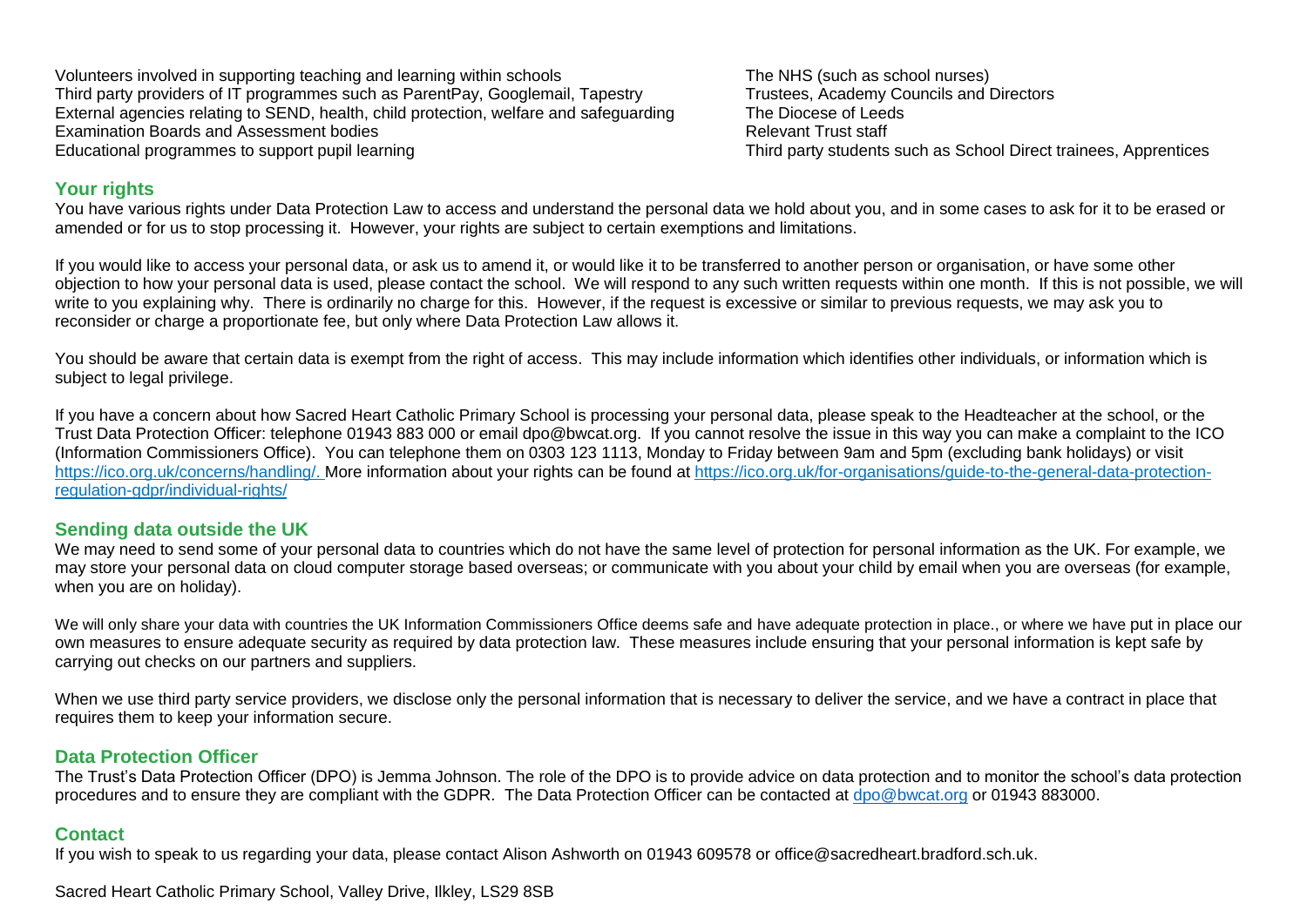Volunteers involved in supporting teaching and learning within schools
Third party providers of IT programmes such as ParentPay, Googlemail, Tapestry
External agencies relating to SEND, health, child protection, welfare and safeguarding
Examination Boards and Assessment bodies
Educational programmes to support pupil learning

The NHS (such as school nurses)
Trustees, Academy Councils and Directors
The Diocese of Leeds
Relevant Trust staff
Third party students such as School Direct trainees, Apprentices

## Your rights

You have various rights under Data Protection Law to access and understand the personal data we hold about you, and in some cases to ask for it to be erased or amended or for us to stop processing it. However, your rights are subject to certain exemptions and limitations.

If you would like to access your personal data, or ask us to amend it, or would like it to be transferred to another person or organisation, or have some other objection to how your personal data is used, please contact the school. We will respond to any such written requests within one month. If this is not possible, we will write to you explaining why. There is ordinarily no charge for this. However, if the request is excessive or similar to previous requests, we may ask you to reconsider or charge a proportionate fee, but only where Data Protection Law allows it.

You should be aware that certain data is exempt from the right of access. This may include information which identifies other individuals, or information which is subject to legal privilege.

If you have a concern about how Sacred Heart Catholic Primary School is processing your personal data, please speak to the Headteacher at the school, or the Trust Data Protection Officer: telephone 01943 883 000 or email dpo@bwcat.org. If you cannot resolve the issue in this way you can make a complaint to the ICO (Information Commissioners Office). You can telephone them on 0303 123 1113, Monday to Friday between 9am and 5pm (excluding bank holidays) or visit https://ico.org.uk/concerns/handling/. More information about your rights can be found at https://ico.org.uk/for-organisations/guide-to-the-general-data-protection-regulation-gdpr/individual-rights/

## Sending data outside the UK

We may need to send some of your personal data to countries which do not have the same level of protection for personal information as the UK. For example, we may store your personal data on cloud computer storage based overseas; or communicate with you about your child by email when you are overseas (for example, when you are on holiday).

We will only share your data with countries the UK Information Commissioners Office deems safe and have adequate protection in place., or where we have put in place our own measures to ensure adequate security as required by data protection law. These measures include ensuring that your personal information is kept safe by carrying out checks on our partners and suppliers.

When we use third party service providers, we disclose only the personal information that is necessary to deliver the service, and we have a contract in place that requires them to keep your information secure.

## Data Protection Officer

The Trust's Data Protection Officer (DPO) is Jemma Johnson. The role of the DPO is to provide advice on data protection and to monitor the school's data protection procedures and to ensure they are compliant with the GDPR. The Data Protection Officer can be contacted at dpo@bwcat.org or 01943 883000.

## Contact

If you wish to speak to us regarding your data, please contact Alison Ashworth on 01943 609578 or office@sacredheart.bradford.sch.uk.

Sacred Heart Catholic Primary School, Valley Drive, Ilkley, LS29 8SB